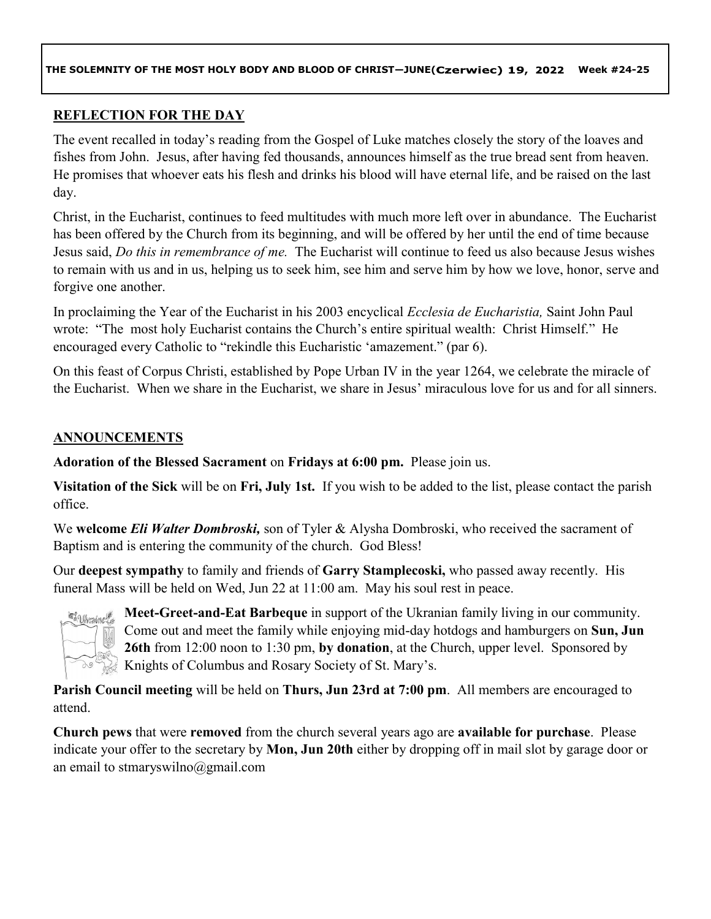**THE SOLEMNITY OF THE MOST HOLY BODY AND BLOOD OF CHRIST—JUNE(Czerwiec) 19, 2022 Week #24-25**

## REFLECTION FOR THE DAY

The event recalled in today's reading from the Gospel of Luke matches closely the story of the loaves and fishes from John. Jesus, after having fed thousands, announces himself as the true bread sent from heaven. He promises that whoever eats his flesh and drinks his blood will have eternal life, and be raised on the last day.

Christ, in the Eucharist, continues to feed multitudes with much more left over in abundance. The Eucharist has been offered by the Church from its beginning, and will be offered by her until the end of time because Jesus said, *Do this in remembrance of me.* The Eucharist will continue to feed us also because Jesus wishes to remain with us and in us, helping us to seek him, see him and serve him by how we love, honor, serve and forgive one another.

In proclaiming the Year of the Eucharist in his 2003 encyclical *Ecclesia de Eucharistia,* Saint John Paul wrote: "The most holy Eucharist contains the Church's entire spiritual wealth: Christ Himself." He encouraged every Catholic to "rekindle this Eucharistic 'amazement." (par 6).

On this feast of Corpus Christi, established by Pope Urban IV in the year 1264, we celebrate the miracle of the Eucharist. When we share in the Eucharist, we share in Jesus' miraculous love for us and for all sinners.

## ANNOUNCEMENTS

**Adoration of the Blessed Sacrament** on **Fridays at 6:00 pm.** Please join us.

**Visitation of the Sick** will be on **Fri, July 1st.** If you wish to be added to the list, please contact the parish office.

We **welcome *Eli Walter Dombroski,*** son of Tyler & Alysha Dombroski, who received the sacrament of Baptism and is entering the community of the church. God Bless!

Our **deepest sympathy** to family and friends of **Garry Stamplecoski,** who passed away recently. His funeral Mass will be held on Wed, Jun 22 at 11:00 am. May his soul rest in peace.

**Meet-Greet-and-Eat Barbeque** in support of the Ukranian family living in our community. Come out and meet the family while enjoying mid-day hotdogs and hamburgers on **Sun, Jun 26th** from 12:00 noon to 1:30 pm, **by donation**, at the Church, upper level. Sponsored by Knights of Columbus and Rosary Society of St. Mary's.

**Parish Council meeting** will be held on **Thurs, Jun 23rd at 7:00 pm**. All members are encouraged to attend.

**Church pews** that were **removed** from the church several years ago are **available for purchase**. Please indicate your offer to the secretary by **Mon, Jun 20th** either by dropping off in mail slot by garage door or an email to stmaryswilno@gmail.com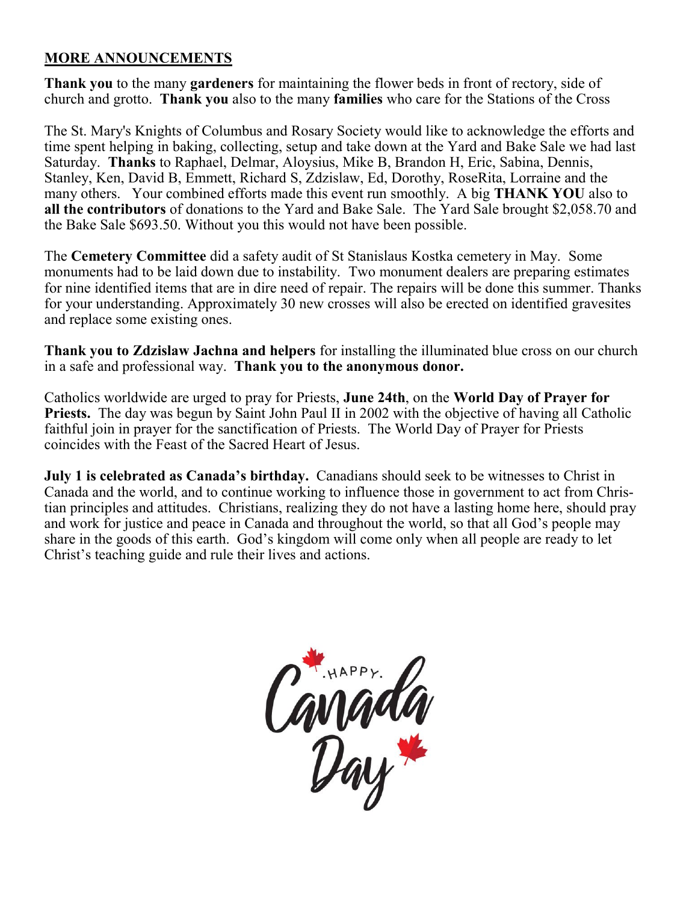## MORE ANNOUNCEMENTS

**Thank you** to the many **gardeners** for maintaining the flower beds in front of rectory, side of church and grotto. **Thank you** also to the many **families** who care for the Stations of the Cross

The St. Mary's Knights of Columbus and Rosary Society would like to acknowledge the efforts and time spent helping in baking, collecting, setup and take down at the Yard and Bake Sale we had last Saturday. **Thanks** to Raphael, Delmar, Aloysius, Mike B, Brandon H, Eric, Sabina, Dennis, Stanley, Ken, David B, Emmett, Richard S, Zdzislaw, Ed, Dorothy, RoseRita, Lorraine and the many others. Your combined efforts made this event run smoothly. A big **THANK YOU** also to **all the contributors** of donations to the Yard and Bake Sale. The Yard Sale brought $2,058.70 and the Bake Sale $693.50. Without you this would not have been possible.

The **Cemetery Committee** did a safety audit of St Stanislaus Kostka cemetery in May. Some monuments had to be laid down due to instability. Two monument dealers are preparing estimates for nine identified items that are in dire need of repair. The repairs will be done this summer. Thanks for your understanding. Approximately 30 new crosses will also be erected on identified gravesites and replace some existing ones.

**Thank you to Zdzislaw Jachna and helpers** for installing the illuminated blue cross on our church in a safe and professional way. **Thank you to the anonymous donor.**

Catholics worldwide are urged to pray for Priests, **June 24th**, on the **World Day of Prayer for Priests.** The day was begun by Saint John Paul II in 2002 with the objective of having all Catholic faithful join in prayer for the sanctification of Priests. The World Day of Prayer for Priests coincides with the Feast of the Sacred Heart of Jesus.

**July 1 is celebrated as Canada's birthday.** Canadians should seek to be witnesses to Christ in Canada and the world, and to continue working to influence those in government to act from Christian principles and attitudes. Christians, realizing they do not have a lasting home here, should pray and work for justice and peace in Canada and throughout the world, so that all God's people may share in the goods of this earth. God's kingdom will come only when all people are ready to let Christ's teaching guide and rule their lives and actions.

HAPPY Canada Day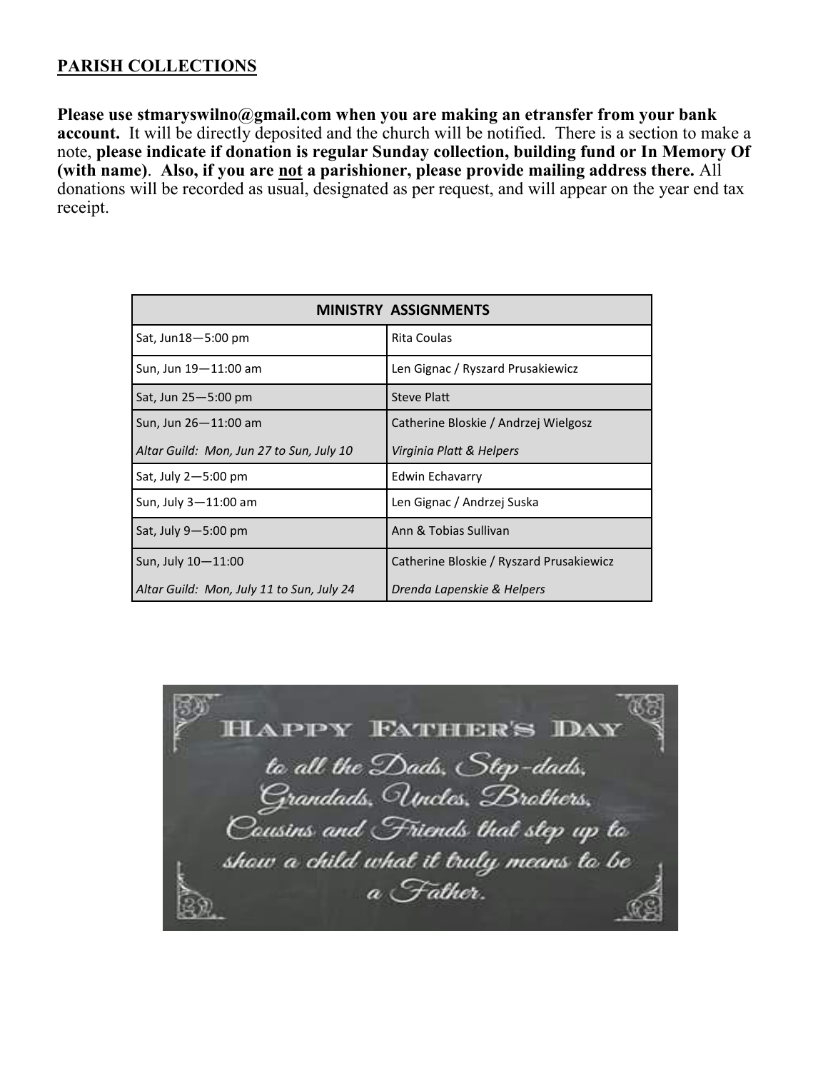## PARISH COLLECTIONS

**Please use stmaryswilno@gmail.com when you are making an etransfer from your bank account.** It will be directly deposited and the church will be notified. There is a section to make a note, **please indicate if donation is regular Sunday collection, building fund or In Memory Of (with name)**. **Also, if you are not a parishioner, please provide mailing address there.** All donations will be recorded as usual, designated as per request, and will appear on the year end tax receipt.

| MINISTRY ASSIGNMENTS | |
|---|---|
| Sat, Jun18—5:00 pm | Rita Coulas |
| Sun, Jun 19—11:00 am | Len Gignac / Ryszard Prusakiewicz |
| Sat, Jun 25—5:00 pm | Steve Platt |
| Sun, Jun 26—11:00 am | Catherine Bloskie / Andrzej Wielgosz |
| *Altar Guild: Mon, Jun 27 to Sun, July 10* | *Virginia Platt & Helpers* |
| Sat, July 2—5:00 pm | Edwin Echavarry |
| Sun, July 3—11:00 am | Len Gignac / Andrzej Suska |
| Sat, July 9—5:00 pm | Ann & Tobias Sullivan |
| Sun, July 10—11:00 | Catherine Bloskie / Ryszard Prusakiewicz |
| *Altar Guild: Mon, July 11 to Sun, July 24* | *Drenda Lapenskie & Helpers* |

HAPPY FATHER'S DAY

to all the Dads, Step-dads, Grandads, Uncles, Brothers, Cousins and Friends that step up to show a child what it truly means to be a Father.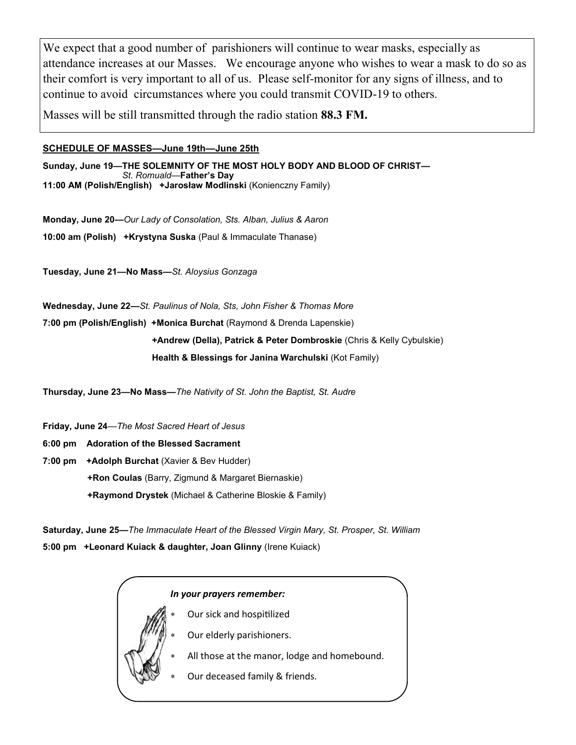We expect that a good number of parishioners will continue to wear masks, especially as attendance increases at our Masses. We encourage anyone who wishes to wear a mask to do so as their comfort is very important to all of us. Please self-monitor for any signs of illness, and to continue to avoid circumstances where you could transmit COVID-19 to others.

Masses will be still transmitted through the radio station **88.3 FM.**

**SCHEDULE OF MASSES—June 19th—June 25th**

**Sunday, June 19—THE SOLEMNITY OF THE MOST HOLY BODY AND BLOOD OF CHRIST—** *St. Romuald*—**Father's Day**
**11:00 AM (Polish/English) +Jarosław Modlinski** (Konienczny Family)

**Monday, June 20—***Our Lady of Consolation, Sts. Alban, Julius & Aaron*
**10:00 am (Polish) +Krystyna Suska** (Paul & Immaculate Thanase)

**Tuesday, June 21—No Mass—***St. Aloysius Gonzaga*

**Wednesday, June 22—***St. Paulinus of Nola, Sts, John Fisher & Thomas More*
**7:00 pm (Polish/English) +Monica Burchat** (Raymond & Drenda Lapenskie)
**+Andrew (Della), Patrick & Peter Dombroskie** (Chris & Kelly Cybulskie)
**Health & Blessings for Janina Warchulski** (Kot Family)

**Thursday, June 23—No Mass—***The Nativity of St. John the Baptist, St. Audre*

**Friday, June 24**—*The Most Sacred Heart of Jesus*
**6:00 pm Adoration of the Blessed Sacrament**
**7:00 pm +Adolph Burchat** (Xavier & Bev Hudder)
**+Ron Coulas** (Barry, Zigmund & Margaret Biernaskie)
**+Raymond Drystek** (Michael & Catherine Bloskie & Family)

**Saturday, June 25—***The Immaculate Heart of the Blessed Virgin Mary, St. Prosper, St. William*
**5:00 pm +Leonard Kuiack & daughter, Joan Glinny** (Irene Kuiack)

***In your prayers remember:***

- Our sick and hospitilized
- Our elderly parishioners.
- All those at the manor, lodge and homebound.
- Our deceased family & friends.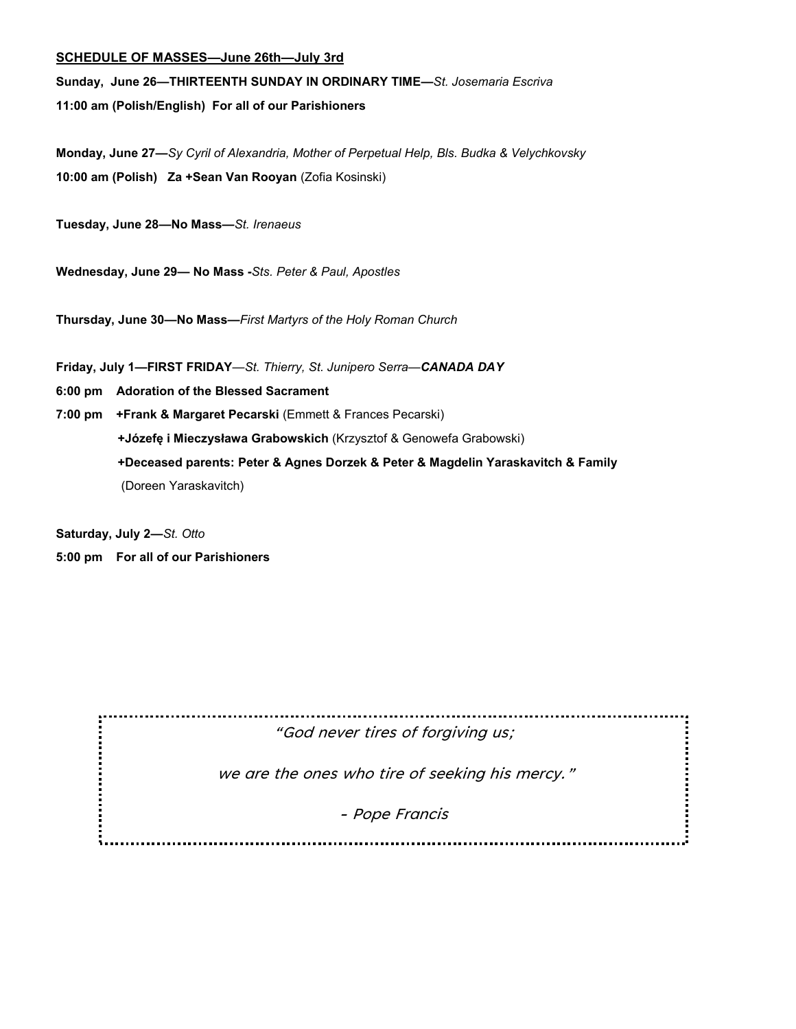**<u>SCHEDULE OF MASSES—June 26th—July 3rd</u>**

**Sunday, June 26—THIRTEENTH SUNDAY IN ORDINARY TIME—***St. Josemaria Escriva*

**11:00 am (Polish/English) For all of our Parishioners**

**Monday, June 27—***Sy Cyril of Alexandria, Mother of Perpetual Help, Bls. Budka & Velychkovsky*

**10:00 am (Polish) Za +Sean Van Rooyan** (Zofia Kosinski)

**Tuesday, June 28—No Mass—***St. Irenaeus*

**Wednesday, June 29— No Mass -***Sts. Peter & Paul, Apostles*

**Thursday, June 30—No Mass—***First Martyrs of the Holy Roman Church*

**Friday, July 1—FIRST FRIDAY**—*St. Thierry, St. Junipero Serra*—***CANADA DAY***

**6:00 pm Adoration of the Blessed Sacrament**

**7:00 pm +Frank & Margaret Pecarski** (Emmett & Frances Pecarski)

**+Józefę i Mieczysława Grabowskich** (Krzysztof & Genowefa Grabowski)

**+Deceased parents: Peter & Agnes Dorzek & Peter & Magdelin Yaraskavitch & Family** (Doreen Yaraskavitch)

**Saturday, July 2—***St. Otto*

**5:00 pm For all of our Parishioners**

*"God never tires of forgiving us;*

*we are the ones who tire of seeking his mercy."*

*- Pope Francis*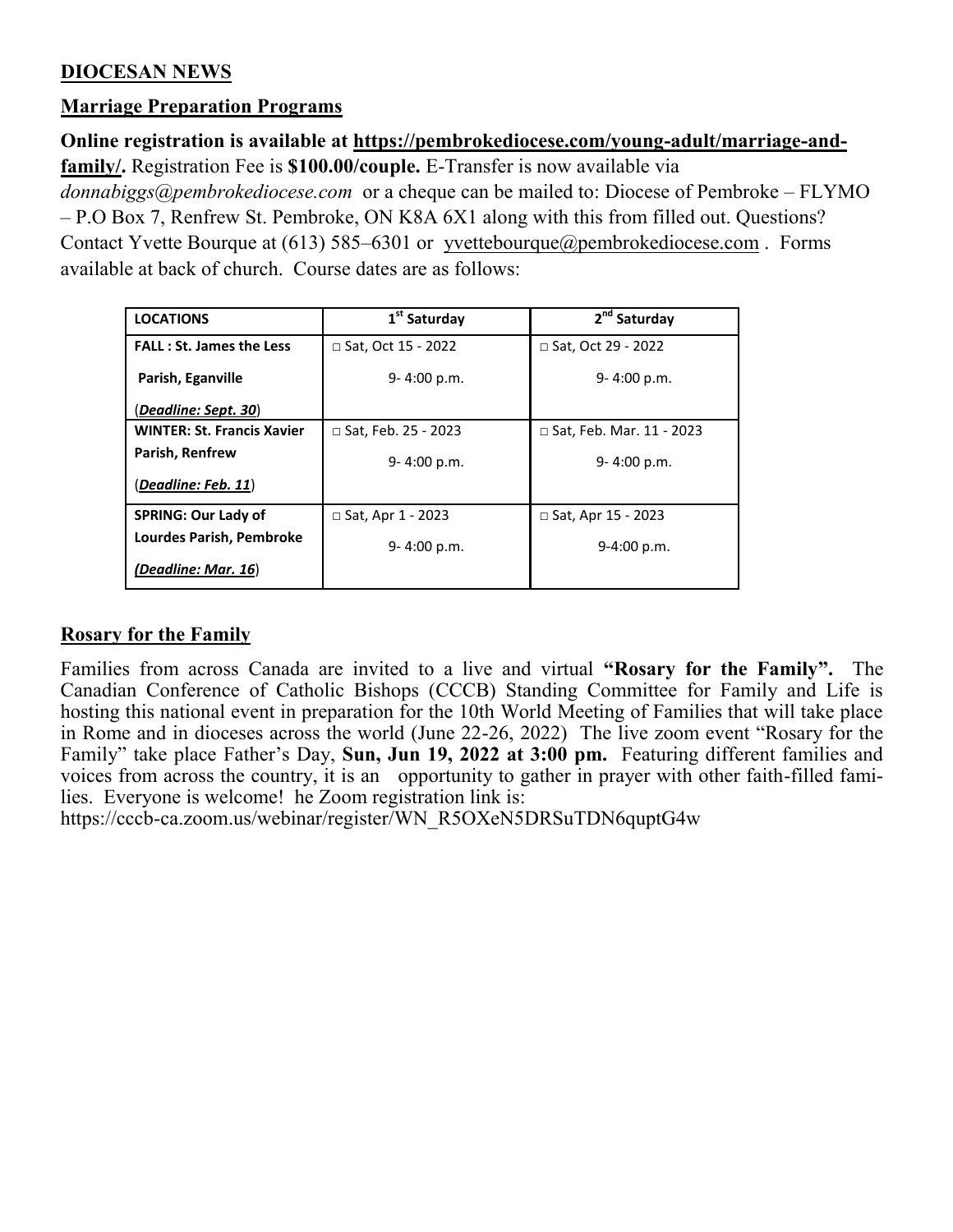**DIOCESAN NEWS**

**Marriage Preparation Programs**

**Online registration is available at https://pembrokediocese.com/young-adult/marriage-and-family/.** Registration Fee is **$100.00/couple.** E-Transfer is now available via *donnabiggs@pembrokediocese.com* or a cheque can be mailed to: Diocese of Pembroke – FLYMO – P.O Box 7, Renfrew St. Pembroke, ON K8A 6X1 along with this from filled out. Questions? Contact Yvette Bourque at (613) 585–6301 or yvettebourque@pembrokediocese.com . Forms available at back of church. Course dates are as follows:

| **LOCATIONS** | **1st Saturday** | **2nd Saturday** |
|---|---|---|
| **FALL : St. James the Less Parish, Eganville** (***Deadline: Sept. 30***) | □ Sat, Oct 15 - 2022 9- 4:00 p.m. | □ Sat, Oct 29 - 2022 9- 4:00 p.m. |
| **WINTER: St. Francis Xavier Parish, Renfrew** (***Deadline: Feb. 11***) | □ Sat, Feb. 25 - 2023 9- 4:00 p.m. | □ Sat, Feb. Mar. 11 - 2023 9- 4:00 p.m. |
| **SPRING: Our Lady of Lourdes Parish, Pembroke** (***Deadline: Mar. 16***) | □ Sat, Apr 1 - 2023 9- 4:00 p.m. | □ Sat, Apr 15 - 2023 9-4:00 p.m. |

**Rosary for the Family**

Families from across Canada are invited to a live and virtual **"Rosary for the Family".** The Canadian Conference of Catholic Bishops (CCCB) Standing Committee for Family and Life is hosting this national event in preparation for the 10th World Meeting of Families that will take place in Rome and in dioceses across the world (June 22-26, 2022) The live zoom event "Rosary for the Family" take place Father's Day, **Sun, Jun 19, 2022 at 3:00 pm.** Featuring different families and voices from across the country, it is an opportunity to gather in prayer with other faith-filled families. Everyone is welcome! he Zoom registration link is:
https://cccb-ca.zoom.us/webinar/register/WN_R5OXeN5DRSuTDN6quptG4w